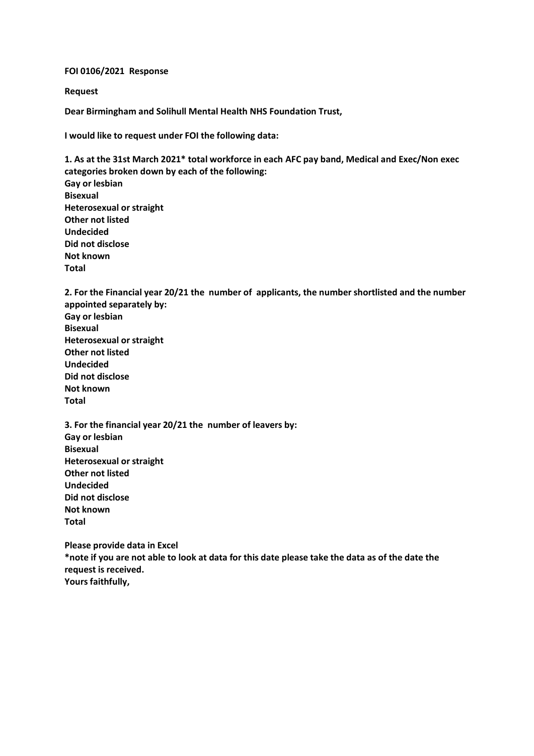**FOI 0106/2021 Response**

**Request**

**Dear Birmingham and Solihull Mental Health NHS Foundation Trust,**

**I would like to request under FOI the following data:**

**1. As at the 31st March 2021* total workforce in each AFC pay band, Medical and Exec/Non exec categories broken down by each of the following:**
**Gay or lesbian**
**Bisexual**
**Heterosexual or straight**
**Other not listed**
**Undecided**
**Did not disclose**
**Not known**
**Total**

**2. For the Financial year 20/21 the number of applicants, the number shortlisted and the number appointed separately by:**
**Gay or lesbian**
**Bisexual**
**Heterosexual or straight**
**Other not listed**
**Undecided**
**Did not disclose**
**Not known**
**Total**

**3. For the financial year 20/21 the number of leavers by:**
**Gay or lesbian**
**Bisexual**
**Heterosexual or straight**
**Other not listed**
**Undecided**
**Did not disclose**
**Not known**
**Total**

**Please provide data in Excel**
***note if you are not able to look at data for this date please take the data as of the date the request is received.**
**Yours faithfully,**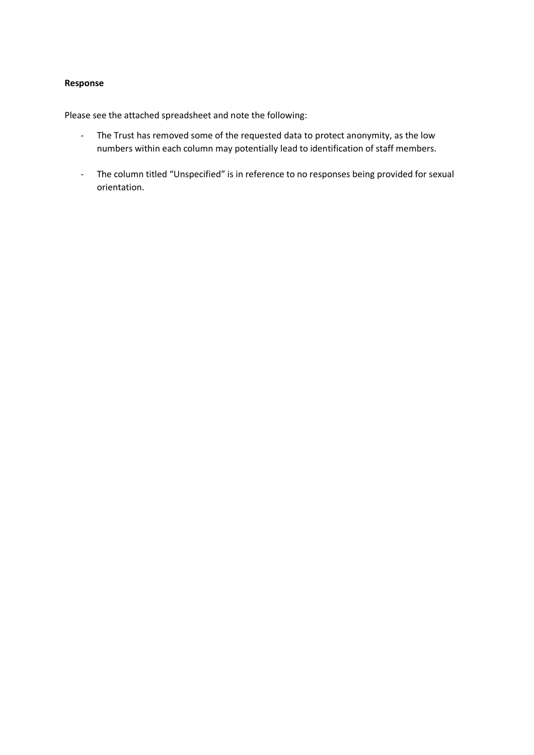**Response**

Please see the attached spreadsheet and note the following:

- The Trust has removed some of the requested data to protect anonymity, as the low numbers within each column may potentially lead to identification of staff members.

- The column titled "Unspecified" is in reference to no responses being provided for sexual orientation.